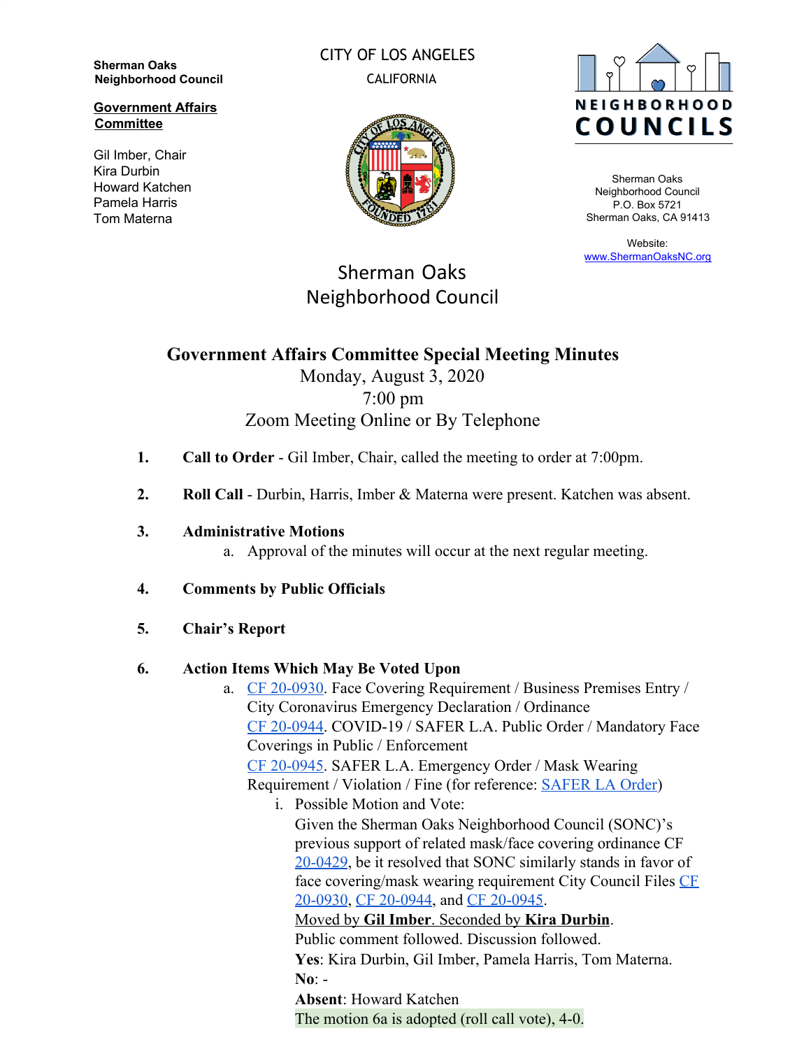**Sherman Oaks Neighborhood Council**

**Government Affairs Committee**

Gil Imber, Chair
Kira Durbin
Howard Katchen
Pamela Harris
Tom Materna

CITY OF LOS ANGELES
CALIFORNIA

NEIGHBORHOOD COUNCILS

Sherman Oaks Neighborhood Council
P.O. Box 5721
Sherman Oaks, CA 91413

Website:
[www.ShermanOaksNC.org](http://www.ShermanOaksNC.org)

# Sherman Oaks Neighborhood Council

## Government Affairs Committee Special Meeting Minutes

Monday, August 3, 2020
7:00 pm
Zoom Meeting Online or By Telephone

1. **Call to Order** - Gil Imber, Chair, called the meeting to order at 7:00pm.

2. **Roll Call** - Durbin, Harris, Imber & Materna were present. Katchen was absent.

3. **Administrative Motions**
   a. Approval of the minutes will occur at the next regular meeting.

4. **Comments by Public Officials**

5. **Chair's Report**

6. **Action Items Which May Be Voted Upon**
   a. CF 20-0930. Face Covering Requirement / Business Premises Entry / City Coronavirus Emergency Declaration / Ordinance
      CF 20-0944. COVID-19 / SAFER L.A. Public Order / Mandatory Face Coverings in Public / Enforcement
      CF 20-0945. SAFER L.A. Emergency Order / Mask Wearing Requirement / Violation / Fine (for reference: SAFER LA Order)
      i. Possible Motion and Vote:
         Given the Sherman Oaks Neighborhood Council (SONC)'s previous support of related mask/face covering ordinance CF 20-0429, be it resolved that SONC similarly stands in favor of face covering/mask wearing requirement City Council Files CF 20-0930, CF 20-0944, and CF 20-0945.
         Moved by **Gil Imber**. Seconded by **Kira Durbin**.
         Public comment followed. Discussion followed.
         **Yes**: Kira Durbin, Gil Imber, Pamela Harris, Tom Materna.
         **No**: -
         **Absent**: Howard Katchen
         The motion 6a is adopted (roll call vote), 4-0.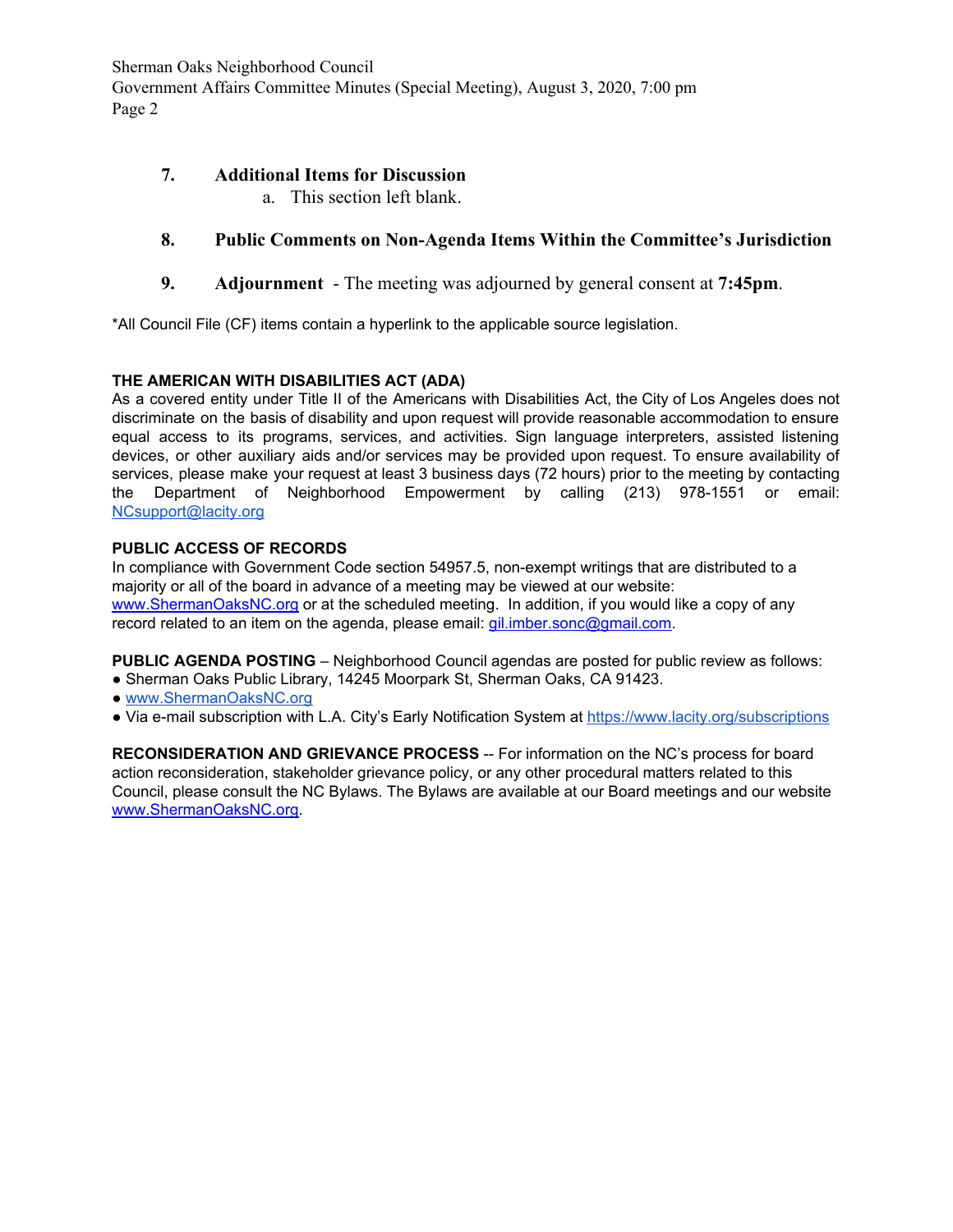7. **Additional Items for Discussion**
   a. This section left blank.

8. **Public Comments on Non-Agenda Items Within the Committee's Jurisdiction**

9. **Adjournment** - The meeting was adjourned by general consent at **7:45pm**.

*All Council File (CF) items contain a hyperlink to the applicable source legislation.

**THE AMERICAN WITH DISABILITIES ACT (ADA)**
As a covered entity under Title II of the Americans with Disabilities Act, the City of Los Angeles does not discriminate on the basis of disability and upon request will provide reasonable accommodation to ensure equal access to its programs, services, and activities. Sign language interpreters, assisted listening devices, or other auxiliary aids and/or services may be provided upon request. To ensure availability of services, please make your request at least 3 business days (72 hours) prior to the meeting by contacting the Department of Neighborhood Empowerment by calling (213) 978-1551 or email: NCsupport@lacity.org

**PUBLIC ACCESS OF RECORDS**
In compliance with Government Code section 54957.5, non-exempt writings that are distributed to a majority or all of the board in advance of a meeting may be viewed at our website: www.ShermanOaksNC.org or at the scheduled meeting. In addition, if you would like a copy of any record related to an item on the agenda, please email: gil.imber.sonc@gmail.com.

**PUBLIC AGENDA POSTING** – Neighborhood Council agendas are posted for public review as follows:

- Sherman Oaks Public Library, 14245 Moorpark St, Sherman Oaks, CA 91423.
- www.ShermanOaksNC.org
- Via e-mail subscription with L.A. City's Early Notification System at https://www.lacity.org/subscriptions

**RECONSIDERATION AND GRIEVANCE PROCESS** -- For information on the NC's process for board action reconsideration, stakeholder grievance policy, or any other procedural matters related to this Council, please consult the NC Bylaws. The Bylaws are available at our Board meetings and our website www.ShermanOaksNC.org.